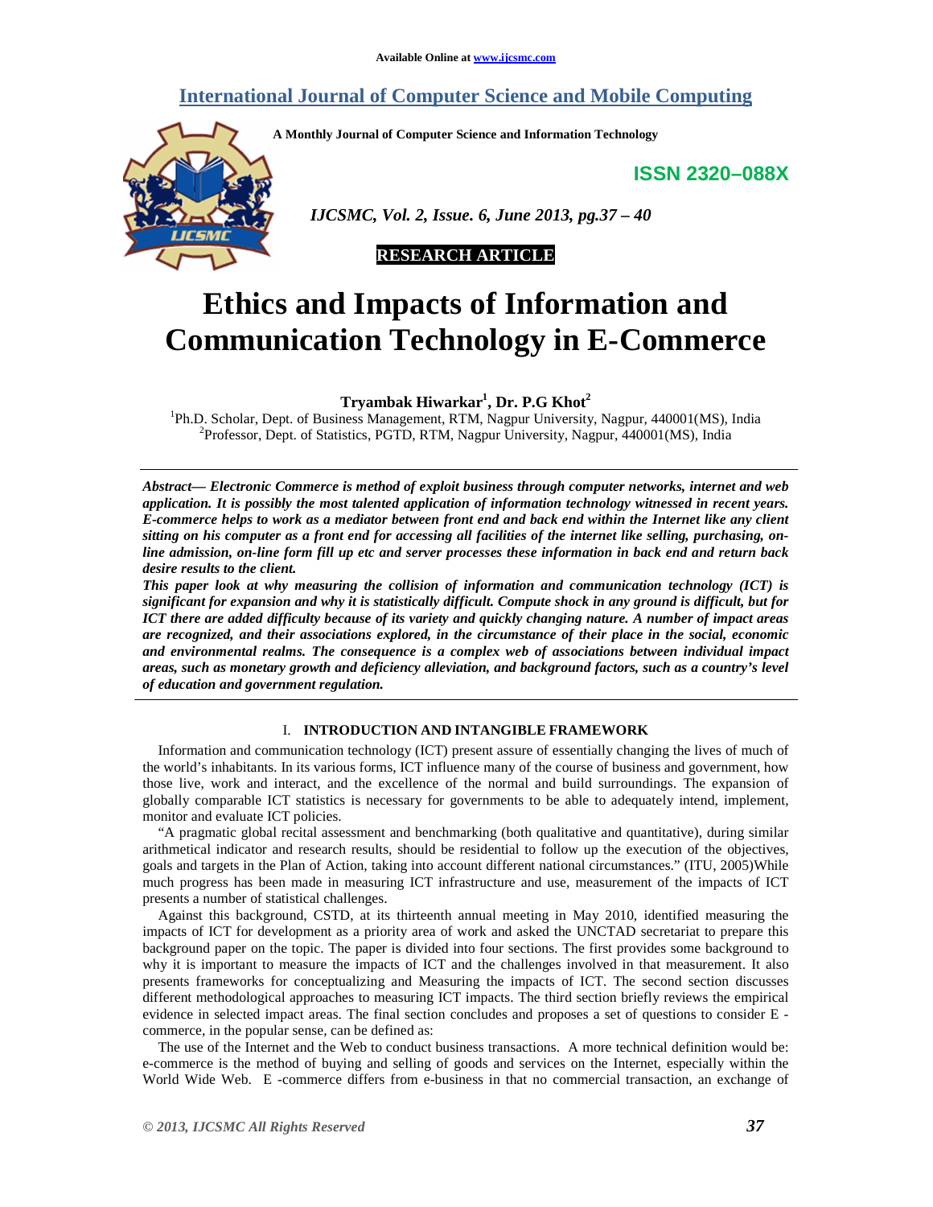Available Online at www.ijcsmc.com

# International Journal of Computer Science and Mobile Computing

A Monthly Journal of Computer Science and Information Technology

ISSN 2320–088X

*IJCSMC, Vol. 2, Issue. 6, June 2013, pg.37 – 40*

**RESEARCH ARTICLE**

# Ethics and Impacts of Information and Communication Technology in E-Commerce

**Tryambak Hiwarkar[1], Dr. P.G Khot[2]**

[1]Ph.D. Scholar, Dept. of Business Management, RTM, Nagpur University, Nagpur, 440001(MS), India
[2]Professor, Dept. of Statistics, PGTD, RTM, Nagpur University, Nagpur, 440001(MS), India

***Abstract— Electronic Commerce is method of exploit business through computer networks, internet and web application. It is possibly the most talented application of information technology witnessed in recent years. E-commerce helps to work as a mediator between front end and back end within the Internet like any client sitting on his computer as a front end for accessing all facilities of the internet like selling, purchasing, on-line admission, on-line form fill up etc and server processes these information in back end and return back desire results to the client.***

***This paper look at why measuring the collision of information and communication technology (ICT) is significant for expansion and why it is statistically difficult. Compute shock in any ground is difficult, but for ICT there are added difficulty because of its variety and quickly changing nature. A number of impact areas are recognized, and their associations explored, in the circumstance of their place in the social, economic and environmental realms. The consequence is a complex web of associations between individual impact areas, such as monetary growth and deficiency alleviation, and background factors, such as a country's level of education and government regulation.***

## I. INTRODUCTION AND INTANGIBLE FRAMEWORK

Information and communication technology (ICT) present assure of essentially changing the lives of much of the world's inhabitants. In its various forms, ICT influence many of the course of business and government, how those live, work and interact, and the excellence of the normal and build surroundings. The expansion of globally comparable ICT statistics is necessary for governments to be able to adequately intend, implement, monitor and evaluate ICT policies.

"A pragmatic global recital assessment and benchmarking (both qualitative and quantitative), during similar arithmetical indicator and research results, should be residential to follow up the execution of the objectives, goals and targets in the Plan of Action, taking into account different national circumstances." (ITU, 2005)While much progress has been made in measuring ICT infrastructure and use, measurement of the impacts of ICT presents a number of statistical challenges.

Against this background, CSTD, at its thirteenth annual meeting in May 2010, identified measuring the impacts of ICT for development as a priority area of work and asked the UNCTAD secretariat to prepare this background paper on the topic. The paper is divided into four sections. The first provides some background to why it is important to measure the impacts of ICT and the challenges involved in that measurement. It also presents frameworks for conceptualizing and Measuring the impacts of ICT. The second section discusses different methodological approaches to measuring ICT impacts. The third section briefly reviews the empirical evidence in selected impact areas. The final section concludes and proposes a set of questions to consider E -commerce, in the popular sense, can be defined as:

The use of the Internet and the Web to conduct business transactions. A more technical definition would be: e-commerce is the method of buying and selling of goods and services on the Internet, especially within the World Wide Web. E -commerce differs from e-business in that no commercial transaction, an exchange of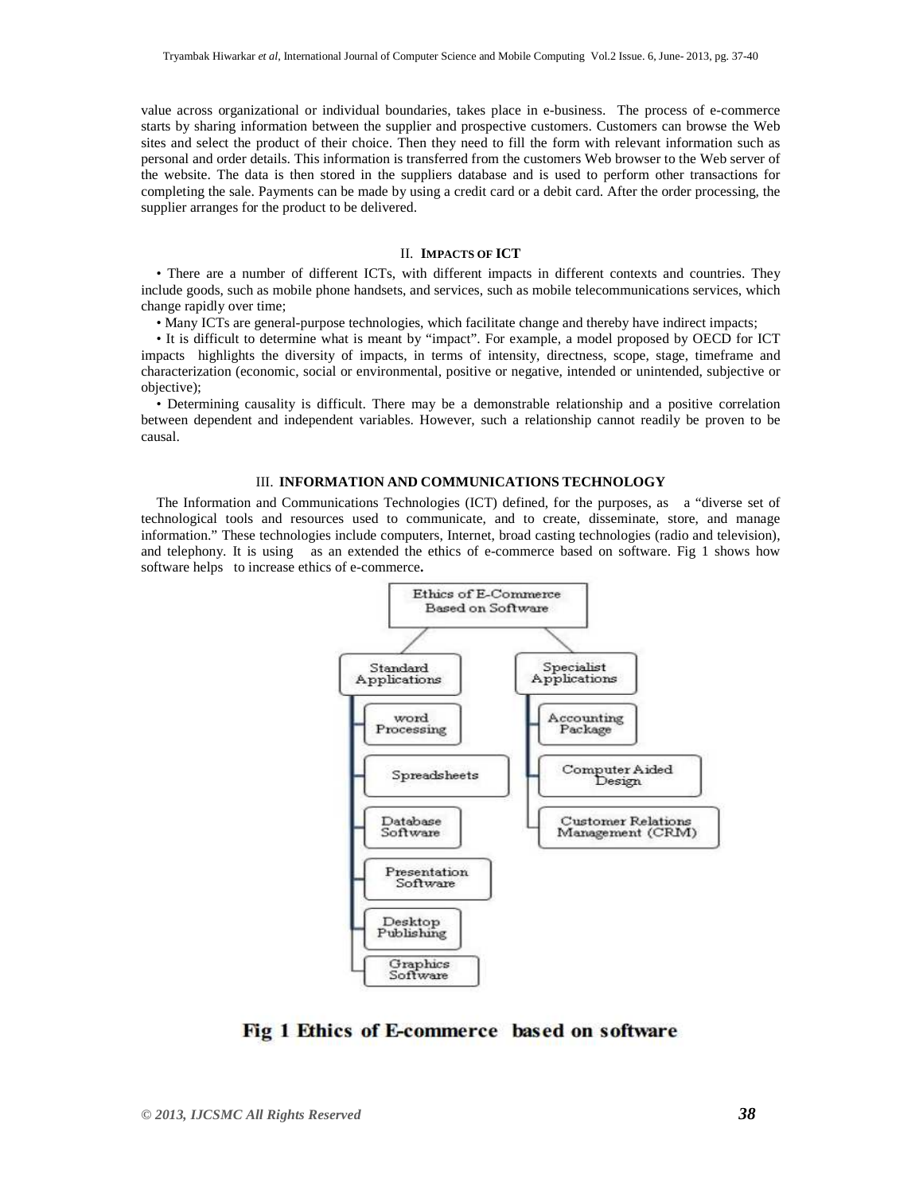value across organizational or individual boundaries, takes place in e-business. The process of e-commerce starts by sharing information between the supplier and prospective customers. Customers can browse the Web sites and select the product of their choice. Then they need to fill the form with relevant information such as personal and order details. This information is transferred from the customers Web browser to the Web server of the website. The data is then stored in the suppliers database and is used to perform other transactions for completing the sale. Payments can be made by using a credit card or a debit card. After the order processing, the supplier arranges for the product to be delivered.

## II. IMPACTS OF ICT

- There are a number of different ICTs, with different impacts in different contexts and countries. They include goods, such as mobile phone handsets, and services, such as mobile telecommunications services, which change rapidly over time;
- Many ICTs are general-purpose technologies, which facilitate change and thereby have indirect impacts;
- It is difficult to determine what is meant by "impact". For example, a model proposed by OECD for ICT impacts highlights the diversity of impacts, in terms of intensity, directness, scope, stage, timeframe and characterization (economic, social or environmental, positive or negative, intended or unintended, subjective or objective);
- Determining causality is difficult. There may be a demonstrable relationship and a positive correlation between dependent and independent variables. However, such a relationship cannot readily be proven to be causal.

## III. INFORMATION AND COMMUNICATIONS TECHNOLOGY

The Information and Communications Technologies (ICT) defined, for the purposes, as a "diverse set of technological tools and resources used to communicate, and to create, disseminate, store, and manage information." These technologies include computers, Internet, broad casting technologies (radio and television), and telephony. It is using as an extended the ethics of e-commerce based on software. Fig 1 shows how software helps to increase ethics of e-commerce**.**

- Ethics of E-Commerce Based on Software
  - Standard Applications
    - word Processing
    - Spreadsheets
    - Database Software
    - Presentation Software
    - Desktop Publishing
    - Graphics Software
  - Specialist Applications
    - Accounting Package
    - Computer Aided Design
    - Customer Relations Management (CRM)

**Fig 1 Ethics of E-commerce based on software**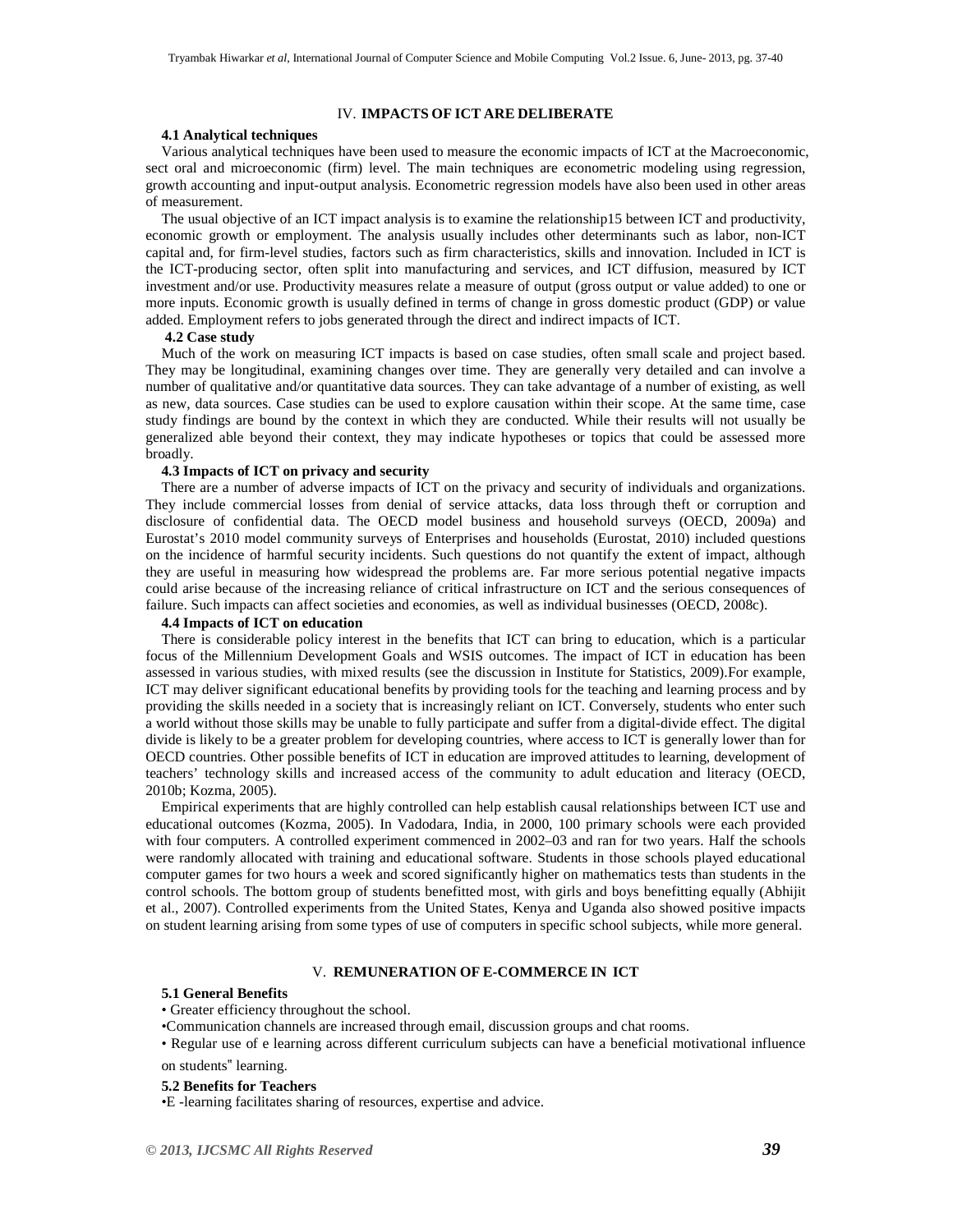## IV. IMPACTS OF ICT ARE DELIBERATE

### 4.1 Analytical techniques

Various analytical techniques have been used to measure the economic impacts of ICT at the Macroeconomic, sect oral and microeconomic (firm) level. The main techniques are econometric modeling using regression, growth accounting and input-output analysis. Econometric regression models have also been used in other areas of measurement.

The usual objective of an ICT impact analysis is to examine the relationship15 between ICT and productivity, economic growth or employment. The analysis usually includes other determinants such as labor, non-ICT capital and, for firm-level studies, factors such as firm characteristics, skills and innovation. Included in ICT is the ICT-producing sector, often split into manufacturing and services, and ICT diffusion, measured by ICT investment and/or use. Productivity measures relate a measure of output (gross output or value added) to one or more inputs. Economic growth is usually defined in terms of change in gross domestic product (GDP) or value added. Employment refers to jobs generated through the direct and indirect impacts of ICT.

### 4.2 Case study

Much of the work on measuring ICT impacts is based on case studies, often small scale and project based. They may be longitudinal, examining changes over time. They are generally very detailed and can involve a number of qualitative and/or quantitative data sources. They can take advantage of a number of existing, as well as new, data sources. Case studies can be used to explore causation within their scope. At the same time, case study findings are bound by the context in which they are conducted. While their results will not usually be generalized able beyond their context, they may indicate hypotheses or topics that could be assessed more broadly.

### 4.3 Impacts of ICT on privacy and security

There are a number of adverse impacts of ICT on the privacy and security of individuals and organizations. They include commercial losses from denial of service attacks, data loss through theft or corruption and disclosure of confidential data. The OECD model business and household surveys (OECD, 2009a) and Eurostat's 2010 model community surveys of Enterprises and households (Eurostat, 2010) included questions on the incidence of harmful security incidents. Such questions do not quantify the extent of impact, although they are useful in measuring how widespread the problems are. Far more serious potential negative impacts could arise because of the increasing reliance of critical infrastructure on ICT and the serious consequences of failure. Such impacts can affect societies and economies, as well as individual businesses (OECD, 2008c).

### 4.4 Impacts of ICT on education

There is considerable policy interest in the benefits that ICT can bring to education, which is a particular focus of the Millennium Development Goals and WSIS outcomes. The impact of ICT in education has been assessed in various studies, with mixed results (see the discussion in Institute for Statistics, 2009).For example, ICT may deliver significant educational benefits by providing tools for the teaching and learning process and by providing the skills needed in a society that is increasingly reliant on ICT. Conversely, students who enter such a world without those skills may be unable to fully participate and suffer from a digital-divide effect. The digital divide is likely to be a greater problem for developing countries, where access to ICT is generally lower than for OECD countries. Other possible benefits of ICT in education are improved attitudes to learning, development of teachers' technology skills and increased access of the community to adult education and literacy (OECD, 2010b; Kozma, 2005).

Empirical experiments that are highly controlled can help establish causal relationships between ICT use and educational outcomes (Kozma, 2005). In Vadodara, India, in 2000, 100 primary schools were each provided with four computers. A controlled experiment commenced in 2002–03 and ran for two years. Half the schools were randomly allocated with training and educational software. Students in those schools played educational computer games for two hours a week and scored significantly higher on mathematics tests than students in the control schools. The bottom group of students benefitted most, with girls and boys benefitting equally (Abhijit et al., 2007). Controlled experiments from the United States, Kenya and Uganda also showed positive impacts on student learning arising from some types of use of computers in specific school subjects, while more general.

## V. REMUNERATION OF E-COMMERCE IN ICT

### 5.1 General Benefits

- Greater efficiency throughout the school.
- Communication channels are increased through email, discussion groups and chat rooms.
- Regular use of e learning across different curriculum subjects can have a beneficial motivational influence on students" learning.

### 5.2 Benefits for Teachers

- E -learning facilitates sharing of resources, expertise and advice.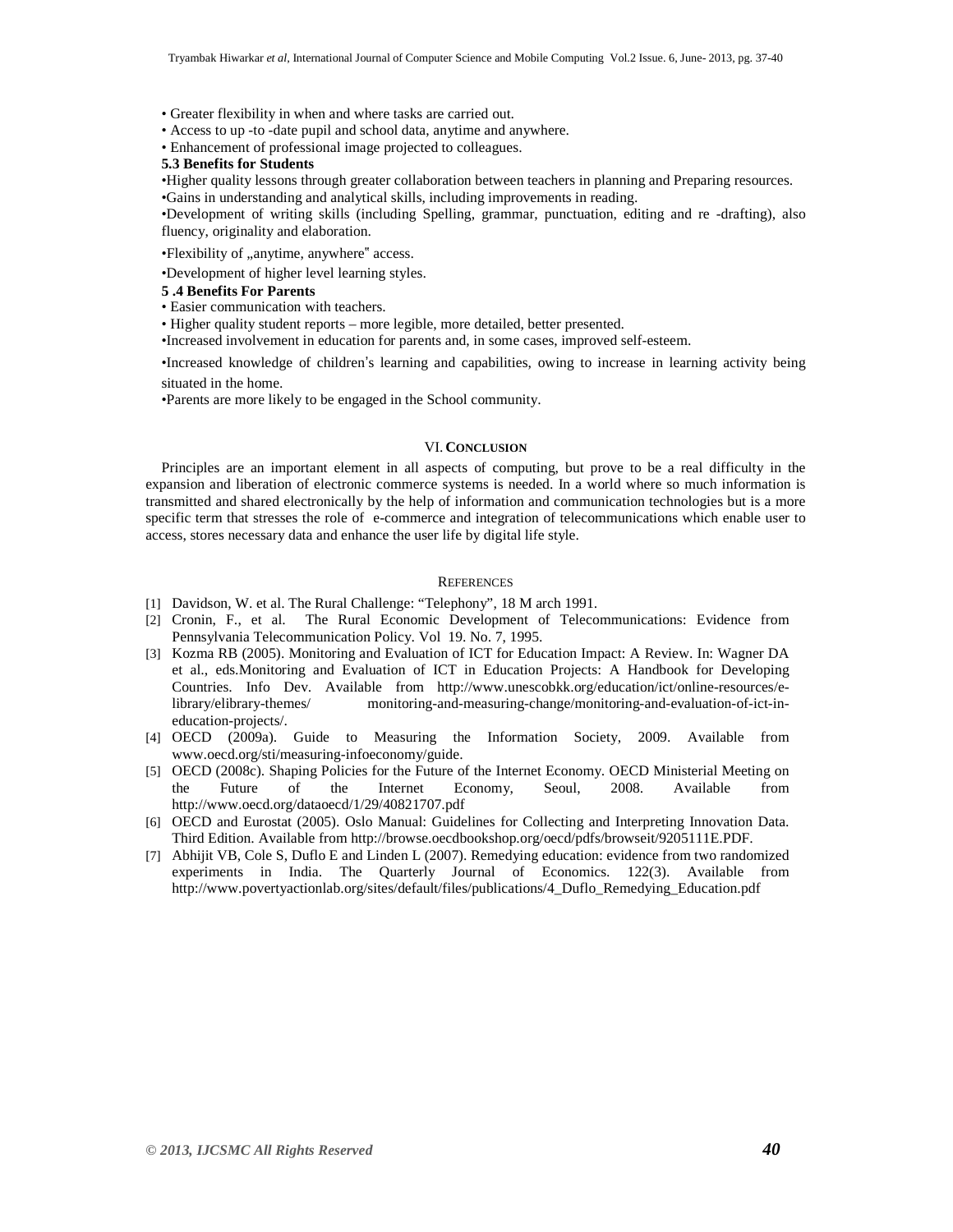- Greater flexibility in when and where tasks are carried out.
- Access to up -to -date pupil and school data, anytime and anywhere.
- Enhancement of professional image projected to colleagues.

### 5.3 Benefits for Students

- Higher quality lessons through greater collaboration between teachers in planning and Preparing resources.
- Gains in understanding and analytical skills, including improvements in reading.
- Development of writing skills (including Spelling, grammar, punctuation, editing and re -drafting), also fluency, originality and elaboration.
- Flexibility of „anytime, anywhere" access.
- Development of higher level learning styles.

### 5 .4 Benefits For Parents

- Easier communication with teachers.
- Higher quality student reports – more legible, more detailed, better presented.
- Increased involvement in education for parents and, in some cases, improved self-esteem.
- Increased knowledge of children's learning and capabilities, owing to increase in learning activity being situated in the home.
- Parents are more likely to be engaged in the School community.

## VI. CONCLUSION

Principles are an important element in all aspects of computing, but prove to be a real difficulty in the expansion and liberation of electronic commerce systems is needed. In a world where so much information is transmitted and shared electronically by the help of information and communication technologies but is a more specific term that stresses the role of e-commerce and integration of telecommunications which enable user to access, stores necessary data and enhance the user life by digital life style.

## REFERENCES

[1] Davidson, W. et al. The Rural Challenge: "Telephony", 18 M arch 1991.

[2] Cronin, F., et al. The Rural Economic Development of Telecommunications: Evidence from Pennsylvania Telecommunication Policy. Vol 19. No. 7, 1995.

[3] Kozma RB (2005). Monitoring and Evaluation of ICT for Education Impact: A Review. In: Wagner DA et al., eds.Monitoring and Evaluation of ICT in Education Projects: A Handbook for Developing Countries. Info Dev. Available from http://www.unescobkk.org/education/ict/online-resources/e-library/elibrary-themes/ monitoring-and-measuring-change/monitoring-and-evaluation-of-ict-in-education-projects/.

[4] OECD (2009a). Guide to Measuring the Information Society, 2009. Available from www.oecd.org/sti/measuring-infoeconomy/guide.

[5] OECD (2008c). Shaping Policies for the Future of the Internet Economy. OECD Ministerial Meeting on the Future of the Internet Economy, Seoul, 2008. Available from http://www.oecd.org/dataoecd/1/29/40821707.pdf

[6] OECD and Eurostat (2005). Oslo Manual: Guidelines for Collecting and Interpreting Innovation Data. Third Edition. Available from http://browse.oecdbookshop.org/oecd/pdfs/browseit/9205111E.PDF.

[7] Abhijit VB, Cole S, Duflo E and Linden L (2007). Remedying education: evidence from two randomized experiments in India. The Quarterly Journal of Economics. 122(3). Available from http://www.povertyactionlab.org/sites/default/files/publications/4_Duflo_Remedying_Education.pdf